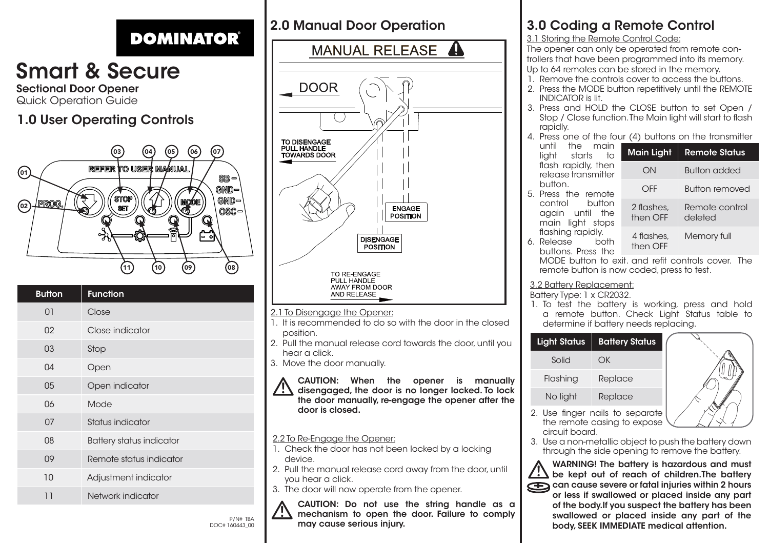DOMINATOR®

# Smart & Secure

**Sectional Door Opener**

Quick Operation Guide

## 1.0 User Operating Controls

| Button | Function |
|---|---|
| 01 | Close |
| 02 | Close indicator |
| 03 | Stop |
| 04 | Open |
| 05 | Open indicator |
| 06 | Mode |
| 07 | Status indicator |
| 08 | Battery status indicator |
| 09 | Remote status indicator |
| 10 | Adjustment indicator |
| 11 | Network indicator |

P/N# TBA
DOC# 160443_00

## 2.0 Manual Door Operation

MANUAL RELEASE

DOOR

TO DISENGAGE PULL HANDLE TOWARDS DOOR

ENGAGE POSITION

DISENGAGE POSITION

TO RE-ENGAGE PULL HANDLE AWAY FROM DOOR AND RELEASE

2.1 To Disengage the Opener:

1. It is recommended to do so with the door in the closed position.
2. Pull the manual release cord towards the door, until you hear a click.
3. Move the door manually.

**CAUTION: When the opener is manually disengaged, the door is no longer locked. To lock the door manually, re-engage the opener after the door is closed.**

2.2 To Re-Engage the Opener:

1. Check the door has not been locked by a locking device.
2. Pull the manual release cord away from the door, until you hear a click.
3. The door will now operate from the opener.

**CAUTION: Do not use the string handle as a mechanism to open the door. Failure to comply may cause serious injury.**

## 3.0 Coding a Remote Control

3.1 Storing the Remote Control Code:

The opener can only be operated from remote controllers that have been programmed into its memory. Up to 64 remotes can be stored in the memory.

1. Remove the controls cover to access the buttons.
2. Press the MODE button repetitively until the REMOTE INDICATOR is lit.
3. Press and HOLD the CLOSE button to set Open / Stop / Close function. The Main light will start to flash rapidly.
4. Press one of the four (4) buttons on the transmitter until the main light starts to flash rapidly, then release transmitter button.
5. Press the remote control button again until the main light stops flashing rapidly.
6. Release both buttons. Press the MODE button to exit. and refit controls cover. The remote button is now coded, press to test.

| Main Light | Remote Status |
|---|---|
| ON | Button added |
| OFF | Button removed |
| 2 flashes, then OFF | Remote control deleted |
| 4 flashes, then OFF | Memory full |

3.2 Battery Replacement:

Battery Type: 1 x CR2032.

1. To test the battery is working, press and hold a remote button. Check Light Status table to determine if battery needs replacing.

| Light Status | Battery Status |
|---|---|
| Solid | OK |
| Flashing | Replace |
| No light | Replace |

2. Use finger nails to separate the remote casing to expose circuit board.
3. Use a non-metallic object to push the battery down through the side opening to remove the battery.

**WARNING! The battery is hazardous and must be kept out of reach of children.The battery can cause severe or fatal injuries within 2 hours or less if swallowed or placed inside any part of the body.If you suspect the battery has been swallowed or placed inside any part of the body, SEEK IMMEDIATE medical attention.**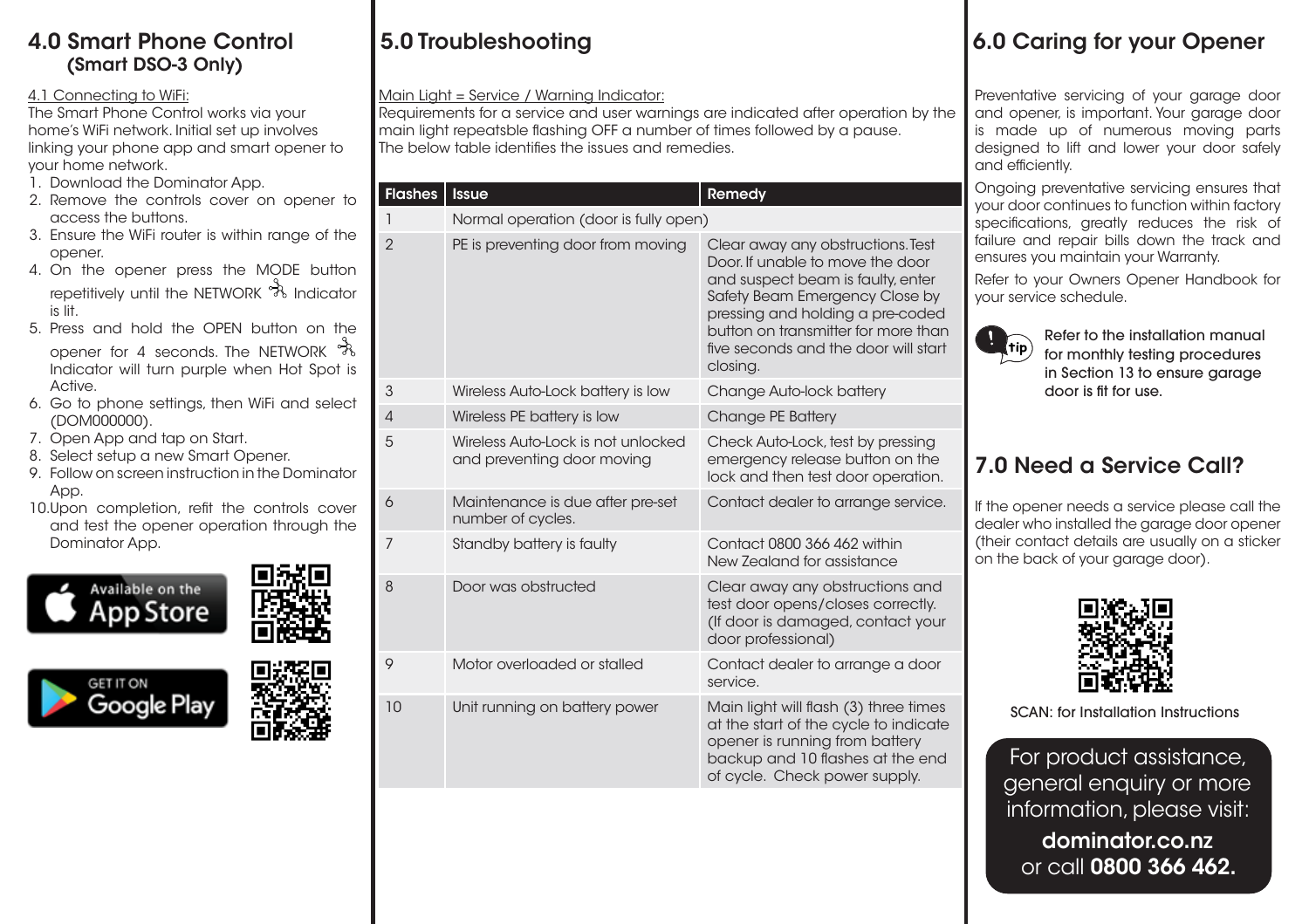## 4.0 Smart Phone Control
### (Smart DSO-3 Only)

4.1 Connecting to WiFi:

The Smart Phone Control works via your home's WiFi network. Initial set up involves linking your phone app and smart opener to your home network.

1. Download the Dominator App.
2. Remove the controls cover on opener to access the buttons.
3. Ensure the WiFi router is within range of the opener.
4. On the opener press the MODE button repetitively until the NETWORK Indicator is lit.
5. Press and hold the OPEN button on the opener for 4 seconds. The NETWORK Indicator will turn purple when Hot Spot is Active.
6. Go to phone settings, then WiFi and select (DOM000000).
7. Open App and tap on Start.
8. Select setup a new Smart Opener.
9. Follow on screen instruction in the Dominator App.
10. Upon completion, refit the controls cover and test the opener operation through the Dominator App.

Available on the App Store

GET IT ON Google Play

## 5.0 Troubleshooting

Main Light = Service / Warning Indicator:

Requirements for a service and user warnings are indicated after operation by the main light repeatsble flashing OFF a number of times followed by a pause. The below table identifies the issues and remedies.

| Flashes | Issue | Remedy |
|---|---|---|
| 1 | Normal operation (door is fully open) | |
| 2 | PE is preventing door from moving | Clear away any obstructions.Test Door. If unable to move the door and suspect beam is faulty, enter Safety Beam Emergency Close by pressing and holding a pre-coded button on transmitter for more than five seconds and the door will start closing. |
| 3 | Wireless Auto-Lock battery is low | Change Auto-lock battery |
| 4 | Wireless PE battery is low | Change PE Battery |
| 5 | Wireless Auto-Lock is not unlocked and preventing door moving | Check Auto-Lock, test by pressing emergency release button on the lock and then test door operation. |
| 6 | Maintenance is due after pre-set number of cycles. | Contact dealer to arrange service. |
| 7 | Standby battery is faulty | Contact 0800 366 462 within New Zealand for assistance |
| 8 | Door was obstructed | Clear away any obstructions and test door opens/closes correctly. (If door is damaged, contact your door professional) |
| 9 | Motor overloaded or stalled | Contact dealer to arrange a door service. |
| 10 | Unit running on battery power | Main light will flash (3) three times at the start of the cycle to indicate opener is running from battery backup and 10 flashes at the end of cycle. Check power supply. |

## 6.0 Caring for your Opener

Preventative servicing of your garage door and opener, is important. Your garage door is made up of numerous moving parts designed to lift and lower your door safely and efficiently.

Ongoing preventative servicing ensures that your door continues to function within factory specifications, greatly reduces the risk of failure and repair bills down the track and ensures you maintain your Warranty.

Refer to your Owners Opener Handbook for your service schedule.

**tip** Refer to the installation manual for monthly testing procedures in Section 13 to ensure garage door is fit for use.

## 7.0 Need a Service Call?

If the opener needs a service please call the dealer who installed the garage door opener (their contact details are usually on a sticker on the back of your garage door).

SCAN: for Installation Instructions

For product assistance, general enquiry or more information, please visit:

**dominator.co.nz**

or call **0800 366 462.**